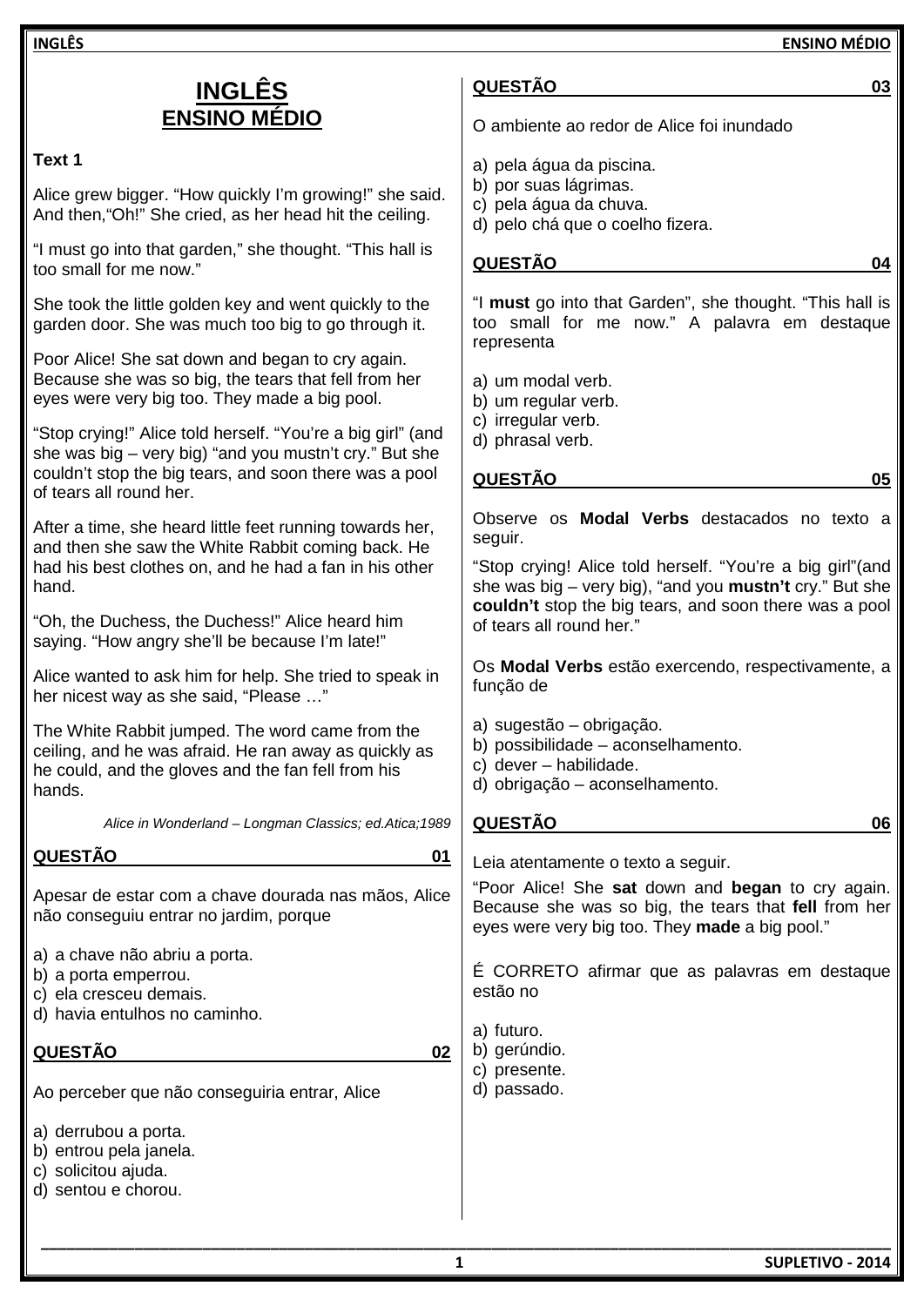# INGLÊS
## ENSINO MÉDIO

**Text 1**

Alice grew bigger. “How quickly I’m growing!” she said. And then,“Oh!” She cried, as her head hit the ceiling.

“I must go into that garden,” she thought. “This hall is too small for me now.”

She took the little golden key and went quickly to the garden door. She was much too big to go through it.

Poor Alice! She sat down and began to cry again. Because she was so big, the tears that fell from her eyes were very big too. They made a big pool.

“Stop crying!” Alice told herself. “You’re a big girl” (and she was big – very big) “and you mustn’t cry.” But she couldn’t stop the big tears, and soon there was a pool of tears all round her.

After a time, she heard little feet running towards her, and then she saw the White Rabbit coming back. He had his best clothes on, and he had a fan in his other hand.

“Oh, the Duchess, the Duchess!” Alice heard him saying. “How angry she’ll be because I’m late!”

Alice wanted to ask him for help. She tried to speak in her nicest way as she said, “Please …”

The White Rabbit jumped. The word came from the ceiling, and he was afraid. He ran away as quickly as he could, and the gloves and the fan fell from his hands.

*Alice in Wonderland – Longman Classics; ed.Atica;1989*

**QUESTÃO 01**

Apesar de estar com a chave dourada nas mãos, Alice não conseguiu entrar no jardim, porque

a) a chave não abriu a porta.
b) a porta emperrou.
c) ela cresceu demais.
d) havia entulhos no caminho.

**QUESTÃO 02**

Ao perceber que não conseguiria entrar, Alice

a) derrubou a porta.
b) entrou pela janela.
c) solicitou ajuda.
d) sentou e chorou.

**QUESTÃO 03**

O ambiente ao redor de Alice foi inundado

a) pela água da piscina.
b) por suas lágrimas.
c) pela água da chuva.
d) pelo chá que o coelho fizera.

**QUESTÃO 04**

“I **must** go into that Garden”, she thought. “This hall is too small for me now.” A palavra em destaque representa

a) um modal verb.
b) um regular verb.
c) irregular verb.
d) phrasal verb.

**QUESTÃO 05**

Observe os **Modal Verbs** destacados no texto a seguir.

“Stop crying! Alice told herself. “You’re a big girl”(and she was big – very big), “and you **mustn’t** cry.” But she **couldn’t** stop the big tears, and soon there was a pool of tears all round her.”

Os **Modal Verbs** estão exercendo, respectivamente, a função de

a) sugestão – obrigação.
b) possibilidade – aconselhamento.
c) dever – habilidade.
d) obrigação – aconselhamento.

**QUESTÃO 06**

Leia atentamente o texto a seguir.

“Poor Alice! She **sat** down and **began** to cry again. Because she was so big, the tears that **fell** from her eyes were very big too. They **made** a big pool.”

É CORRETO afirmar que as palavras em destaque estão no

a) futuro.
b) gerúndio.
c) presente.
d) passado.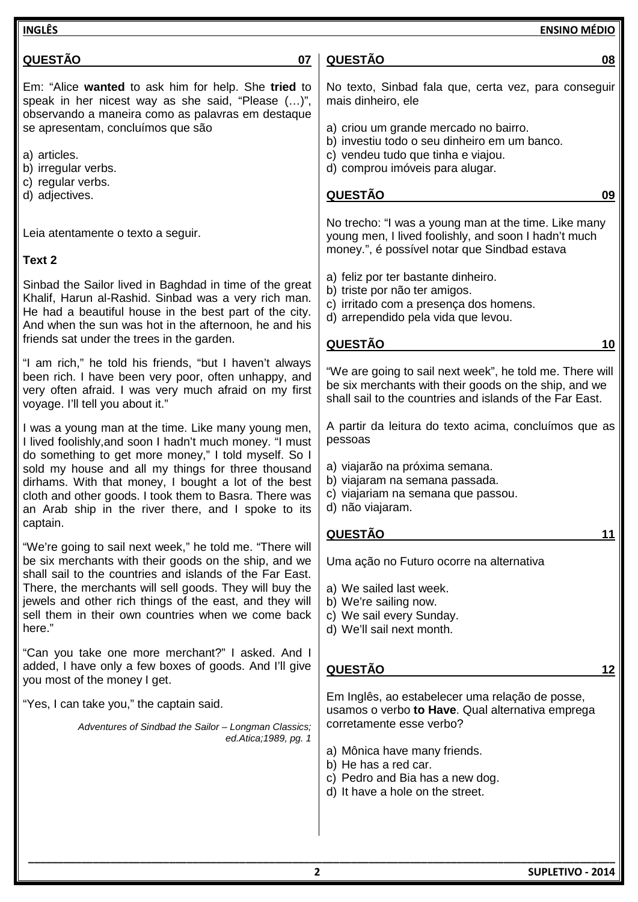## QUESTÃO 07

Em: "Alice **wanted** to ask him for help. She **tried** to speak in her nicest way as she said, "Please (…)", observando a maneira como as palavras em destaque se apresentam, concluímos que são

a) articles.
b) irregular verbs.
c) regular verbs.
d) adjectives.

Leia atentamente o texto a seguir.

**Text 2**

Sinbad the Sailor lived in Baghdad in time of the great Khalif, Harun al-Rashid. Sinbad was a very rich man. He had a beautiful house in the best part of the city. And when the sun was hot in the afternoon, he and his friends sat under the trees in the garden.

"I am rich," he told his friends, "but I haven't always been rich. I have been very poor, often unhappy, and very often afraid. I was very much afraid on my first voyage. I'll tell you about it."

I was a young man at the time. Like many young men, I lived foolishly,and soon I hadn't much money. "I must do something to get more money," I told myself. So I sold my house and all my things for three thousand dirhams. With that money, I bought a lot of the best cloth and other goods. I took them to Basra. There was an Arab ship in the river there, and I spoke to its captain.

"We're going to sail next week," he told me. "There will be six merchants with their goods on the ship, and we shall sail to the countries and islands of the Far East. There, the merchants will sell goods. They will buy the jewels and other rich things of the east, and they will sell them in their own countries when we come back here."

"Can you take one more merchant?" I asked. And I added, I have only a few boxes of goods. And I'll give you most of the money I get.

"Yes, I can take you," the captain said.

*Adventures of Sindbad the Sailor – Longman Classics; ed.Atica;1989, pg. 1*

## QUESTÃO 08

No texto, Sinbad fala que, certa vez, para conseguir mais dinheiro, ele

a) criou um grande mercado no bairro.
b) investiu todo o seu dinheiro em um banco.
c) vendeu tudo que tinha e viajou.
d) comprou imóveis para alugar.

## QUESTÃO 09

No trecho: "I was a young man at the time. Like many young men, I lived foolishly, and soon I hadn't much money.", é possível notar que Sindbad estava

a) feliz por ter bastante dinheiro.
b) triste por não ter amigos.
c) irritado com a presença dos homens.
d) arrependido pela vida que levou.

## QUESTÃO 10

"We are going to sail next week", he told me. There will be six merchants with their goods on the ship, and we shall sail to the countries and islands of the Far East.

A partir da leitura do texto acima, concluímos que as pessoas

a) viajarão na próxima semana.
b) viajaram na semana passada.
c) viajariam na semana que passou.
d) não viajaram.

## QUESTÃO 11

Uma ação no Futuro ocorre na alternativa

a) We sailed last week.
b) We're sailing now.
c) We sail every Sunday.
d) We'll sail next month.

## QUESTÃO 12

Em Inglês, ao estabelecer uma relação de posse, usamos o verbo **to Have**. Qual alternativa emprega corretamente esse verbo?

a) Mônica have many friends.
b) He has a red car.
c) Pedro and Bia has a new dog.
d) It have a hole on the street.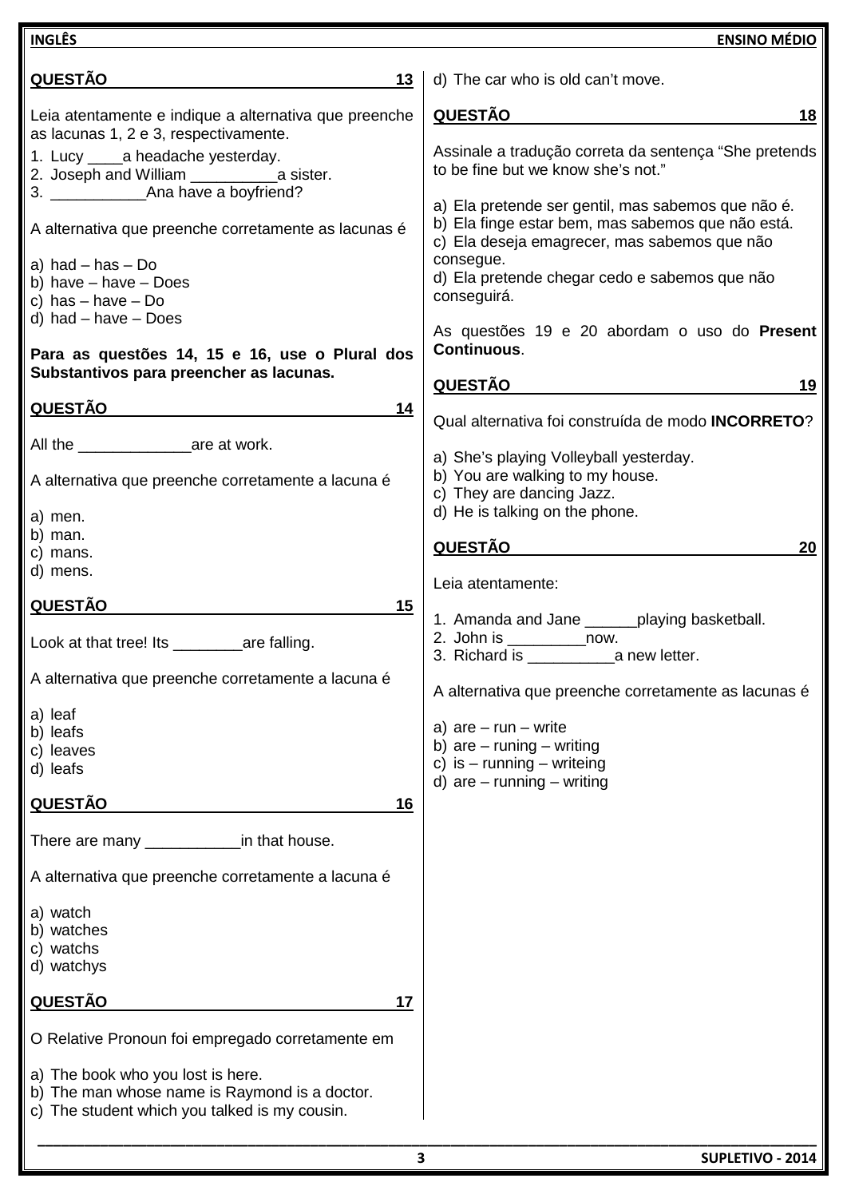## QUESTÃO 13

Leia atentamente e indique a alternativa que preenche as lacunas 1, 2 e 3, respectivamente.

1. Lucy ____a headache yesterday.
2. Joseph and William __________a sister.
3. ___________Ana have a boyfriend?

A alternativa que preenche corretamente as lacunas é

a) had – has – Do
b) have – have – Does
c) has – have – Do
d) had – have – Does

**Para as questões 14, 15 e 16, use o Plural dos Substantivos para preencher as lacunas.**

## QUESTÃO 14

All the _____________are at work.

A alternativa que preenche corretamente a lacuna é

a) men.
b) man.
c) mans.
d) mens.

## QUESTÃO 15

Look at that tree! Its ________are falling.

A alternativa que preenche corretamente a lacuna é

a) leaf
b) leafs
c) leaves
d) leafs

## QUESTÃO 16

There are many ___________in that house.

A alternativa que preenche corretamente a lacuna é

a) watch
b) watches
c) watchs
d) watchys

## QUESTÃO 17

O Relative Pronoun foi empregado corretamente em

a) The book who you lost is here.
b) The man whose name is Raymond is a doctor.
c) The student which you talked is my cousin.
d) The car who is old can't move.

## QUESTÃO 18

Assinale a tradução correta da sentença "She pretends to be fine but we know she's not."

a) Ela pretende ser gentil, mas sabemos que não é.
b) Ela finge estar bem, mas sabemos que não está.
c) Ela deseja emagrecer, mas sabemos que não consegue.
d) Ela pretende chegar cedo e sabemos que não conseguirá.

As questões 19 e 20 abordam o uso do **Present Continuous**.

## QUESTÃO 19

Qual alternativa foi construída de modo **INCORRETO**?

a) She's playing Volleyball yesterday.
b) You are walking to my house.
c) They are dancing Jazz.
d) He is talking on the phone.

## QUESTÃO 20

Leia atentamente:

1. Amanda and Jane ______playing basketball.
2. John is _________now.
3. Richard is __________a new letter.

A alternativa que preenche corretamente as lacunas é

a) are – run – write
b) are – runing – writing
c) is – running – writeing
d) are – running – writing